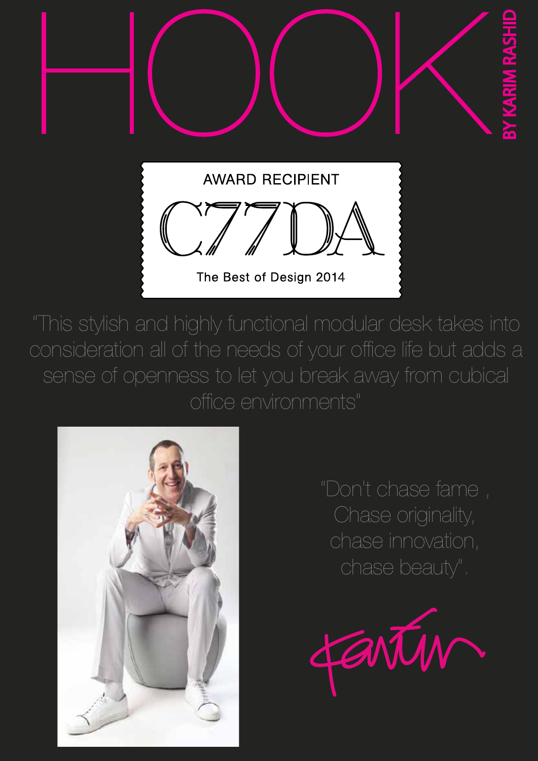# HOOK

BY KARIM RASHID

AWARD RECIPIENT

C77DA

The Best of Design 2014

"This stylish and highly functional modular desk takes into consideration all of the needs of your office life but adds a sense of openness to let you break away from cubical office environments"

"Don't chase fame , Chase originality, chase innovation, chase beauty".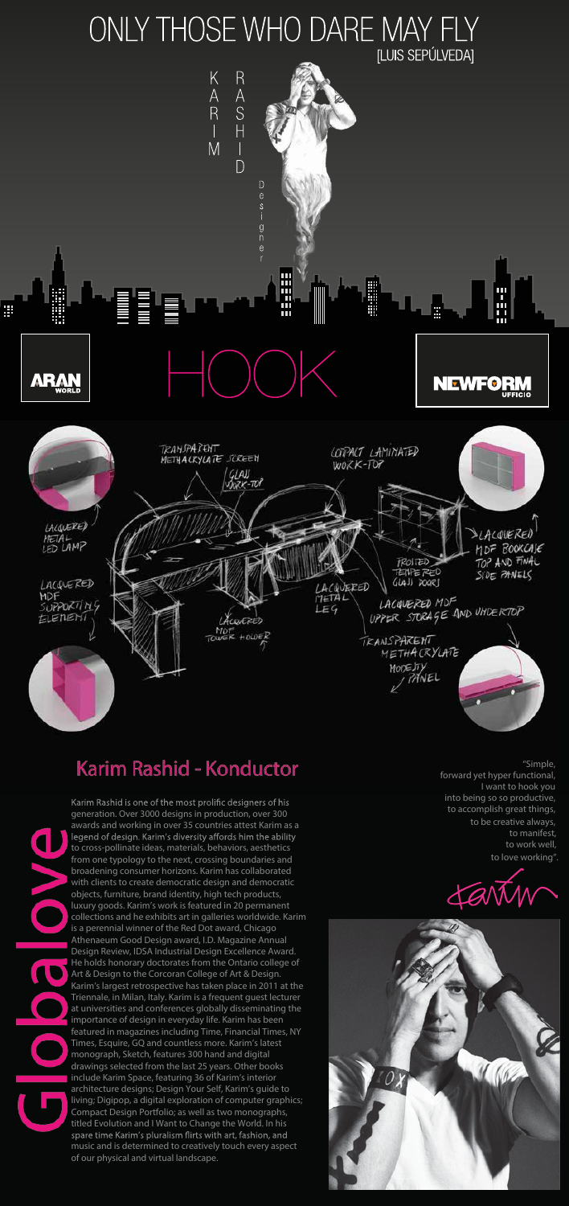# ONLY THOSE WHO DARE MAY FLY

[LUIS SEPÚLVEDA]

KARIM RASHID

Designer

ARAN WORLD

HOOK

NEWFORM UFFICIO

TRANSPARENT METHACRYLATE SCREEN

GLASS WORK-TOP

COMPACT LAMINATED WORK-TOP

LACQUERED METAL LED LAMP

LACQUERED MDF BOOKCASE TOP AND FINAL SIDE PANELS

FROSTED TEMPERED GLASS DOORS

LACQUERED MDF SUPPORTING ELEMENT

LACQUERED METAL LEG

LACQUERED MDF UPPER STORAGE AND UNDERTOP

LACQUERED MDF TOWER HOLDER

TRANSPARENT METHACRYLATE MODESTY PANEL

## Karim Rashid - Konductor

Globalove

Karim Rashid is one of the most prolific designers of his generation. Over 3000 designs in production, over 300 awards and working in over 35 countries attest Karim as a legend of design. Karim's diversity affords him the ability to cross-pollinate ideas, materials, behaviors, aesthetics from one typology to the next, crossing boundaries and broadening consumer horizons. Karim has collaborated with clients to create democratic design and democratic objects, furniture, brand identity, high tech products, luxury goods. Karim's work is featured in 20 permanent collections and he exhibits art in galleries worldwide. Karim is a perennial winner of the Red Dot award, Chicago Athenaeum Good Design award, I.D. Magazine Annual Design Review, IDSA Industrial Design Excellence Award. He holds honorary doctorates from the Ontario college of Art & Design to the Corcoran College of Art & Design. Karim's largest retrospective has taken place in 2011 at the Triennale, in Milan, Italy. Karim is a frequent guest lecturer at universities and conferences globally disseminating the importance of design in everyday life. Karim has been featured in magazines including Time, Financial Times, NY Times, Esquire, GQ and countless more. Karim's latest monograph, Sketch, features 300 hand and digital drawings selected from the last 25 years. Other books include Karim Space, featuring 36 of Karim's interior architecture designs; Design Your Self, Karim's guide to living; Digipop, a digital exploration of computer graphics; Compact Design Portfolio; as well as two monographs, titled Evolution and I Want to Change the World. In his spare time Karim's pluralism flirts with art, fashion, and music and is determined to creatively touch every aspect of our physical and virtual landscape.

"Simple, forward yet hyper functional, I want to hook you into being so so productive, to accomplish great things, to be creative always, to manifest, to work well, to love working".

Karim